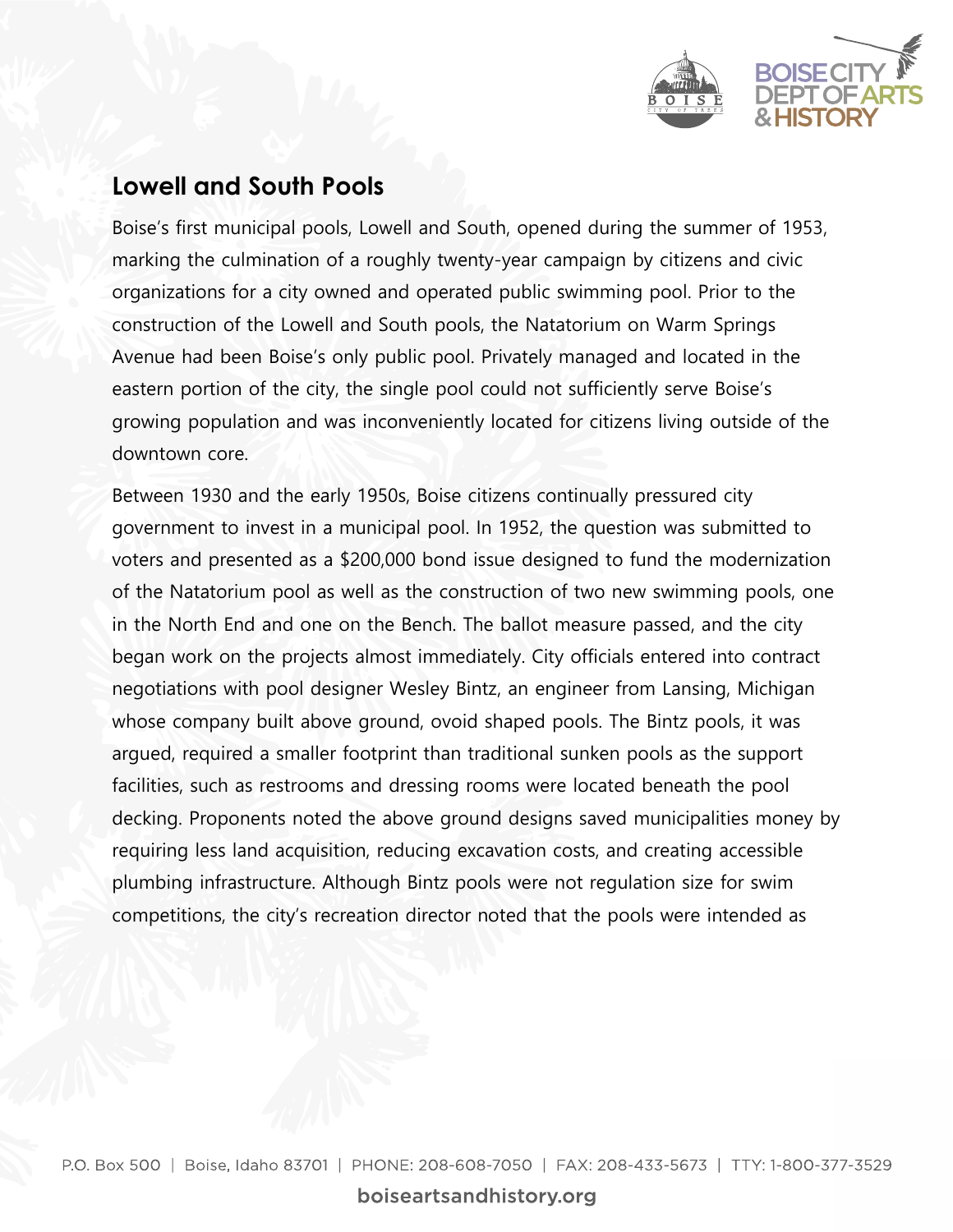## Lowell and South Pools

Boise's first municipal pools, Lowell and South, opened during the summer of 1953, marking the culmination of a roughly twenty-year campaign by citizens and civic organizations for a city owned and operated public swimming pool. Prior to the construction of the Lowell and South pools, the Natatorium on Warm Springs Avenue had been Boise's only public pool. Privately managed and located in the eastern portion of the city, the single pool could not sufficiently serve Boise's growing population and was inconveniently located for citizens living outside of the downtown core.

Between 1930 and the early 1950s, Boise citizens continually pressured city government to invest in a municipal pool. In 1952, the question was submitted to voters and presented as a $200,000 bond issue designed to fund the modernization of the Natatorium pool as well as the construction of two new swimming pools, one in the North End and one on the Bench. The ballot measure passed, and the city began work on the projects almost immediately. City officials entered into contract negotiations with pool designer Wesley Bintz, an engineer from Lansing, Michigan whose company built above ground, ovoid shaped pools. The Bintz pools, it was argued, required a smaller footprint than traditional sunken pools as the support facilities, such as restrooms and dressing rooms were located beneath the pool decking. Proponents noted the above ground designs saved municipalities money by requiring less land acquisition, reducing excavation costs, and creating accessible plumbing infrastructure. Although Bintz pools were not regulation size for swim competitions, the city's recreation director noted that the pools were intended as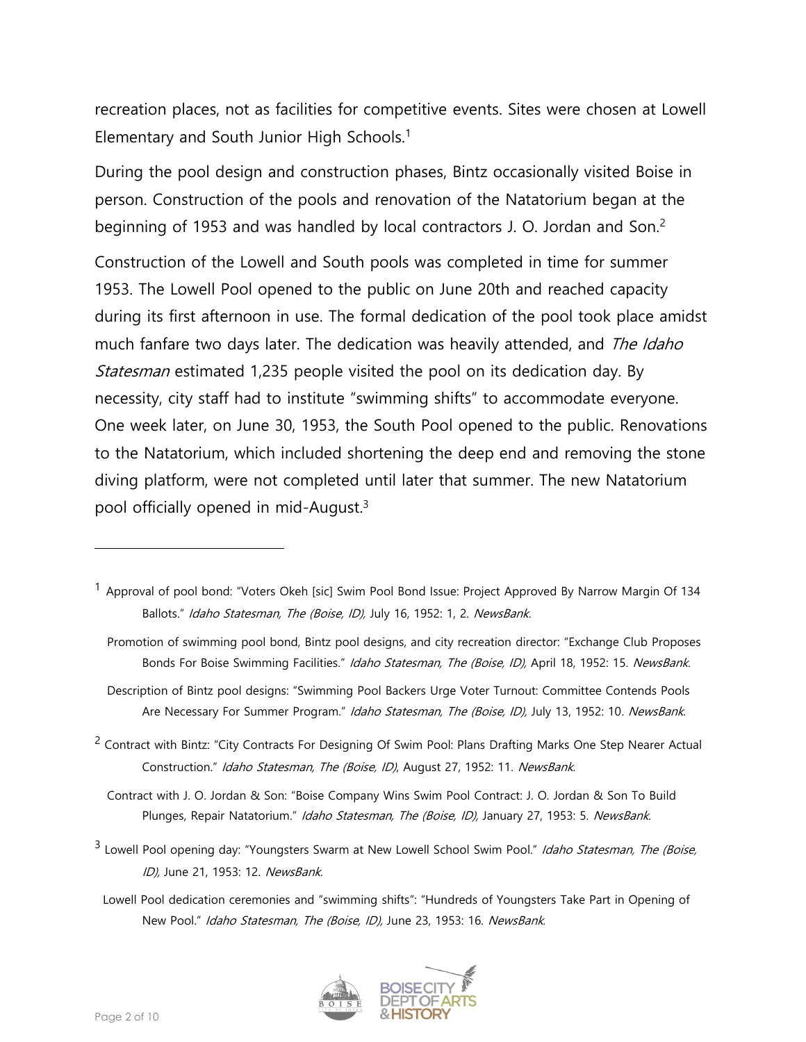recreation places, not as facilities for competitive events. Sites were chosen at Lowell Elementary and South Junior High Schools.[1]

During the pool design and construction phases, Bintz occasionally visited Boise in person. Construction of the pools and renovation of the Natatorium began at the beginning of 1953 and was handled by local contractors J. O. Jordan and Son.[2]

Construction of the Lowell and South pools was completed in time for summer 1953. The Lowell Pool opened to the public on June 20th and reached capacity during its first afternoon in use. The formal dedication of the pool took place amidst much fanfare two days later. The dedication was heavily attended, and *The Idaho Statesman* estimated 1,235 people visited the pool on its dedication day. By necessity, city staff had to institute "swimming shifts" to accommodate everyone. One week later, on June 30, 1953, the South Pool opened to the public. Renovations to the Natatorium, which included shortening the deep end and removing the stone diving platform, were not completed until later that summer. The new Natatorium pool officially opened in mid-August.[3]

---

[1] Approval of pool bond: "Voters Okeh [sic] Swim Pool Bond Issue: Project Approved By Narrow Margin Of 134 Ballots." *Idaho Statesman, The (Boise, ID),* July 16, 1952: 1, 2. *NewsBank.*

Promotion of swimming pool bond, Bintz pool designs, and city recreation director: "Exchange Club Proposes Bonds For Boise Swimming Facilities." *Idaho Statesman, The (Boise, ID),* April 18, 1952: 15. *NewsBank.*

Description of Bintz pool designs: "Swimming Pool Backers Urge Voter Turnout: Committee Contends Pools Are Necessary For Summer Program." *Idaho Statesman, The (Boise, ID),* July 13, 1952: 10. *NewsBank*.

[2] Contract with Bintz: "City Contracts For Designing Of Swim Pool: Plans Drafting Marks One Step Nearer Actual Construction." *Idaho Statesman, The (Boise, ID)*, August 27, 1952: 11. *NewsBank*.

Contract with J. O. Jordan & Son: "Boise Company Wins Swim Pool Contract: J. O. Jordan & Son To Build Plunges, Repair Natatorium." *Idaho Statesman, The (Boise, ID),* January 27, 1953: 5. *NewsBank.*

[3] Lowell Pool opening day: "Youngsters Swarm at New Lowell School Swim Pool." *Idaho Statesman, The (Boise, ID),* June 21, 1953: 12. *NewsBank.*

Lowell Pool dedication ceremonies and "swimming shifts": "Hundreds of Youngsters Take Part in Opening of New Pool." *Idaho Statesman, The (Boise, ID),* June 23, 1953: 16. *NewsBank*.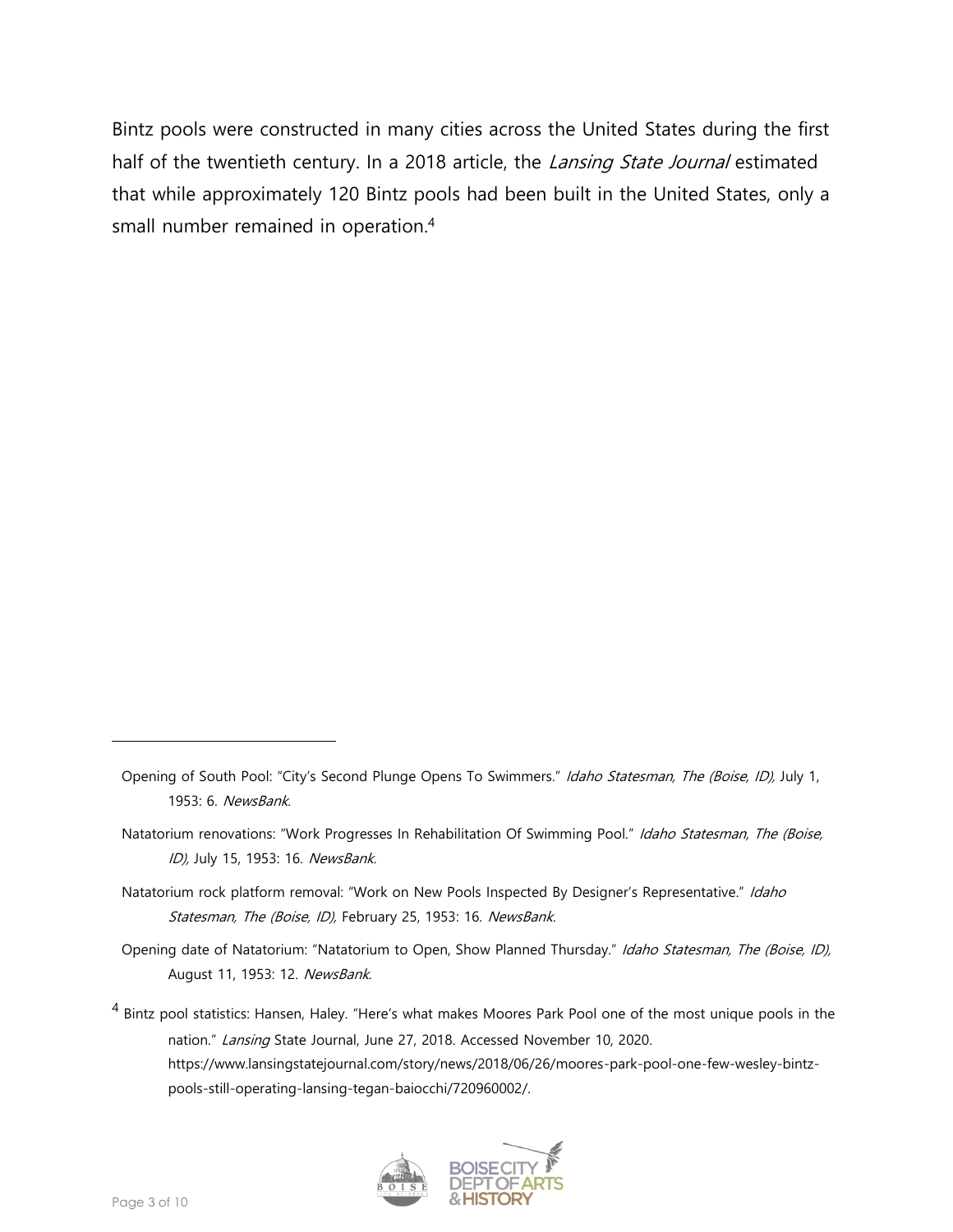Bintz pools were constructed in many cities across the United States during the first half of the twentieth century. In a 2018 article, the *Lansing State Journal* estimated that while approximately 120 Bintz pools had been built in the United States, only a small number remained in operation.[4]

---

Opening of South Pool: "City's Second Plunge Opens To Swimmers." *Idaho Statesman, The (Boise, ID),* July 1, 1953: 6. *NewsBank.*

Natatorium renovations: "Work Progresses In Rehabilitation Of Swimming Pool." *Idaho Statesman, The (Boise, ID),* July 15, 1953: 16. *NewsBank.*

Natatorium rock platform removal: "Work on New Pools Inspected By Designer's Representative." *Idaho Statesman, The (Boise, ID),* February 25, 1953: 16. *NewsBank.*

Opening date of Natatorium: "Natatorium to Open, Show Planned Thursday." *Idaho Statesman, The (Boise, ID),* August 11, 1953: 12. *NewsBank.*

[4] Bintz pool statistics: Hansen, Haley. "Here's what makes Moores Park Pool one of the most unique pools in the nation." *Lansing* State Journal, June 27, 2018. Accessed November 10, 2020. https://www.lansingstatejournal.com/story/news/2018/06/26/moores-park-pool-one-few-wesley-bintz-pools-still-operating-lansing-tegan-baiocchi/720960002/.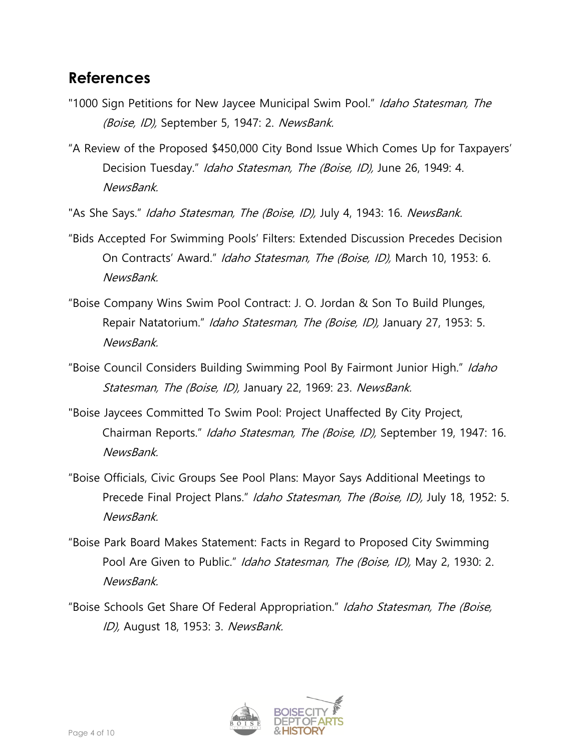## References

"1000 Sign Petitions for New Jaycee Municipal Swim Pool." *Idaho Statesman, The (Boise, ID),* September 5, 1947: 2. *NewsBank.*

"A Review of the Proposed $450,000 City Bond Issue Which Comes Up for Taxpayers' Decision Tuesday." *Idaho Statesman, The (Boise, ID),* June 26, 1949: 4. *NewsBank.*

"As She Says." *Idaho Statesman, The (Boise, ID),* July 4, 1943: 16. *NewsBank.*

"Bids Accepted For Swimming Pools' Filters: Extended Discussion Precedes Decision On Contracts' Award." *Idaho Statesman, The (Boise, ID),* March 10, 1953: 6. *NewsBank.*

"Boise Company Wins Swim Pool Contract: J. O. Jordan & Son To Build Plunges, Repair Natatorium." *Idaho Statesman, The (Boise, ID),* January 27, 1953: 5. *NewsBank.*

"Boise Council Considers Building Swimming Pool By Fairmont Junior High." *Idaho Statesman, The (Boise, ID),* January 22, 1969: 23. *NewsBank.*

"Boise Jaycees Committed To Swim Pool: Project Unaffected By City Project, Chairman Reports." *Idaho Statesman, The (Boise, ID),* September 19, 1947: 16. *NewsBank.*

"Boise Officials, Civic Groups See Pool Plans: Mayor Says Additional Meetings to Precede Final Project Plans." *Idaho Statesman, The (Boise, ID),* July 18, 1952: 5. *NewsBank.*

"Boise Park Board Makes Statement: Facts in Regard to Proposed City Swimming Pool Are Given to Public." *Idaho Statesman, The (Boise, ID),* May 2, 1930: 2. *NewsBank.*

"Boise Schools Get Share Of Federal Appropriation." *Idaho Statesman, The (Boise, ID),* August 18, 1953: 3. *NewsBank.*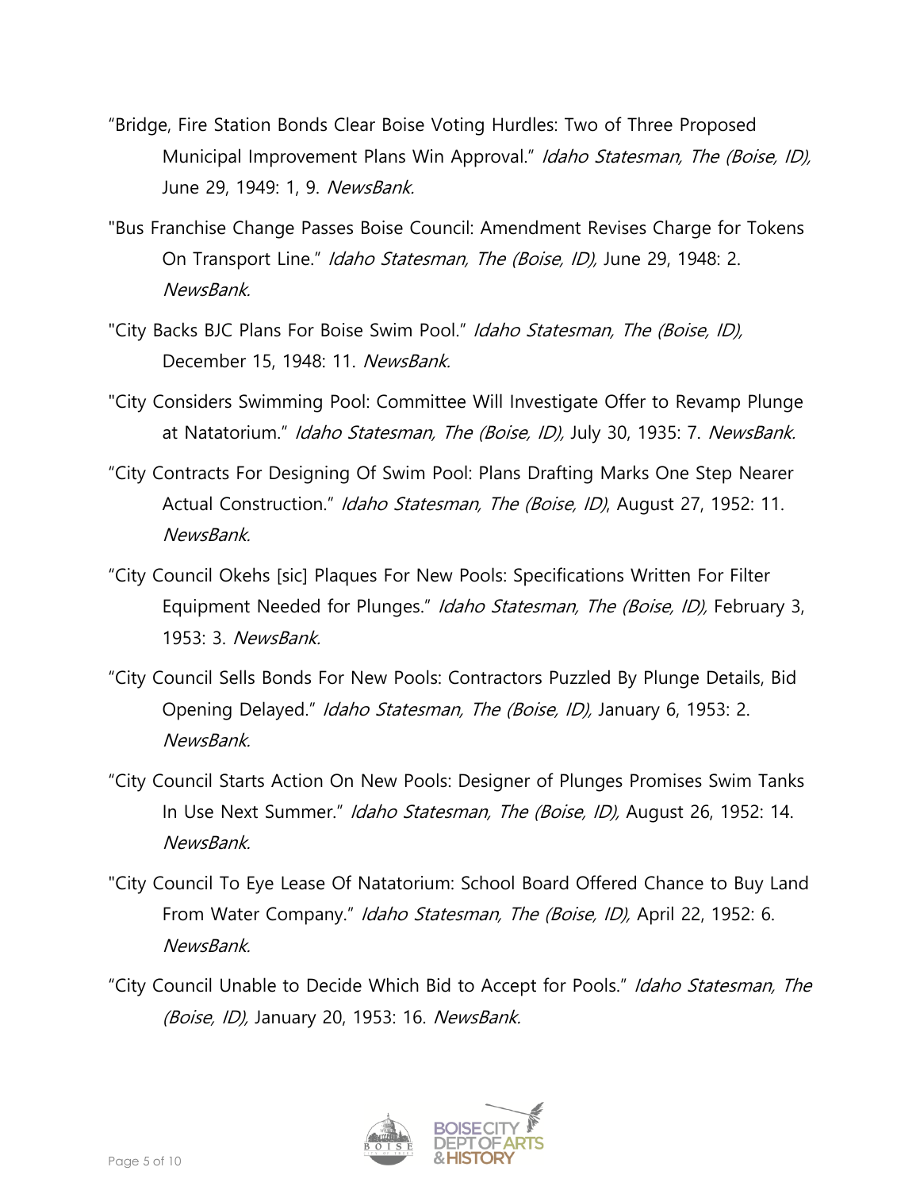"Bridge, Fire Station Bonds Clear Boise Voting Hurdles: Two of Three Proposed Municipal Improvement Plans Win Approval." *Idaho Statesman, The (Boise, ID),* June 29, 1949: 1, 9. *NewsBank.*

"Bus Franchise Change Passes Boise Council: Amendment Revises Charge for Tokens On Transport Line." *Idaho Statesman, The (Boise, ID),* June 29, 1948: 2. *NewsBank.*

"City Backs BJC Plans For Boise Swim Pool." *Idaho Statesman, The (Boise, ID),* December 15, 1948: 11. *NewsBank.*

"City Considers Swimming Pool: Committee Will Investigate Offer to Revamp Plunge at Natatorium." *Idaho Statesman, The (Boise, ID),* July 30, 1935: 7. *NewsBank.*

"City Contracts For Designing Of Swim Pool: Plans Drafting Marks One Step Nearer Actual Construction." *Idaho Statesman, The (Boise, ID)*, August 27, 1952: 11. *NewsBank.*

"City Council Okehs [sic] Plaques For New Pools: Specifications Written For Filter Equipment Needed for Plunges." *Idaho Statesman, The (Boise, ID),* February 3, 1953: 3. *NewsBank.*

"City Council Sells Bonds For New Pools: Contractors Puzzled By Plunge Details, Bid Opening Delayed." *Idaho Statesman, The (Boise, ID),* January 6, 1953: 2. *NewsBank.*

"City Council Starts Action On New Pools: Designer of Plunges Promises Swim Tanks In Use Next Summer." *Idaho Statesman, The (Boise, ID),* August 26, 1952: 14. *NewsBank.*

"City Council To Eye Lease Of Natatorium: School Board Offered Chance to Buy Land From Water Company." *Idaho Statesman, The (Boise, ID),* April 22, 1952: 6. *NewsBank.*

"City Council Unable to Decide Which Bid to Accept for Pools." *Idaho Statesman, The (Boise, ID),* January 20, 1953: 16. *NewsBank.*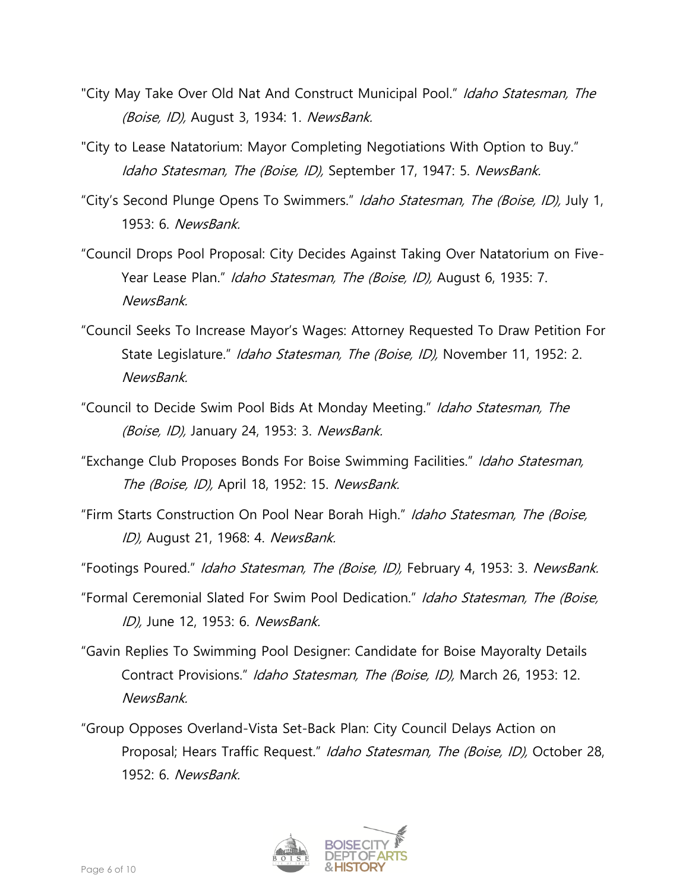"City May Take Over Old Nat And Construct Municipal Pool." *Idaho Statesman, The (Boise, ID),* August 3, 1934: 1. *NewsBank.*

"City to Lease Natatorium: Mayor Completing Negotiations With Option to Buy." *Idaho Statesman, The (Boise, ID),* September 17, 1947: 5. *NewsBank.*

"City's Second Plunge Opens To Swimmers." *Idaho Statesman, The (Boise, ID),* July 1, 1953: 6. *NewsBank.*

"Council Drops Pool Proposal: City Decides Against Taking Over Natatorium on Five-Year Lease Plan." *Idaho Statesman, The (Boise, ID),* August 6, 1935: 7. *NewsBank.*

"Council Seeks To Increase Mayor's Wages: Attorney Requested To Draw Petition For State Legislature." *Idaho Statesman, The (Boise, ID),* November 11, 1952: 2. *NewsBank.*

"Council to Decide Swim Pool Bids At Monday Meeting." *Idaho Statesman, The (Boise, ID),* January 24, 1953: 3. *NewsBank.*

"Exchange Club Proposes Bonds For Boise Swimming Facilities." *Idaho Statesman, The (Boise, ID),* April 18, 1952: 15. *NewsBank.*

"Firm Starts Construction On Pool Near Borah High." *Idaho Statesman, The (Boise, ID),* August 21, 1968: 4. *NewsBank.*

"Footings Poured." *Idaho Statesman, The (Boise, ID),* February 4, 1953: 3. *NewsBank.*

"Formal Ceremonial Slated For Swim Pool Dedication." *Idaho Statesman, The (Boise, ID),* June 12, 1953: 6. *NewsBank.*

"Gavin Replies To Swimming Pool Designer: Candidate for Boise Mayoralty Details Contract Provisions." *Idaho Statesman, The (Boise, ID),* March 26, 1953: 12. *NewsBank.*

"Group Opposes Overland-Vista Set-Back Plan: City Council Delays Action on Proposal; Hears Traffic Request." *Idaho Statesman, The (Boise, ID),* October 28, 1952: 6. *NewsBank.*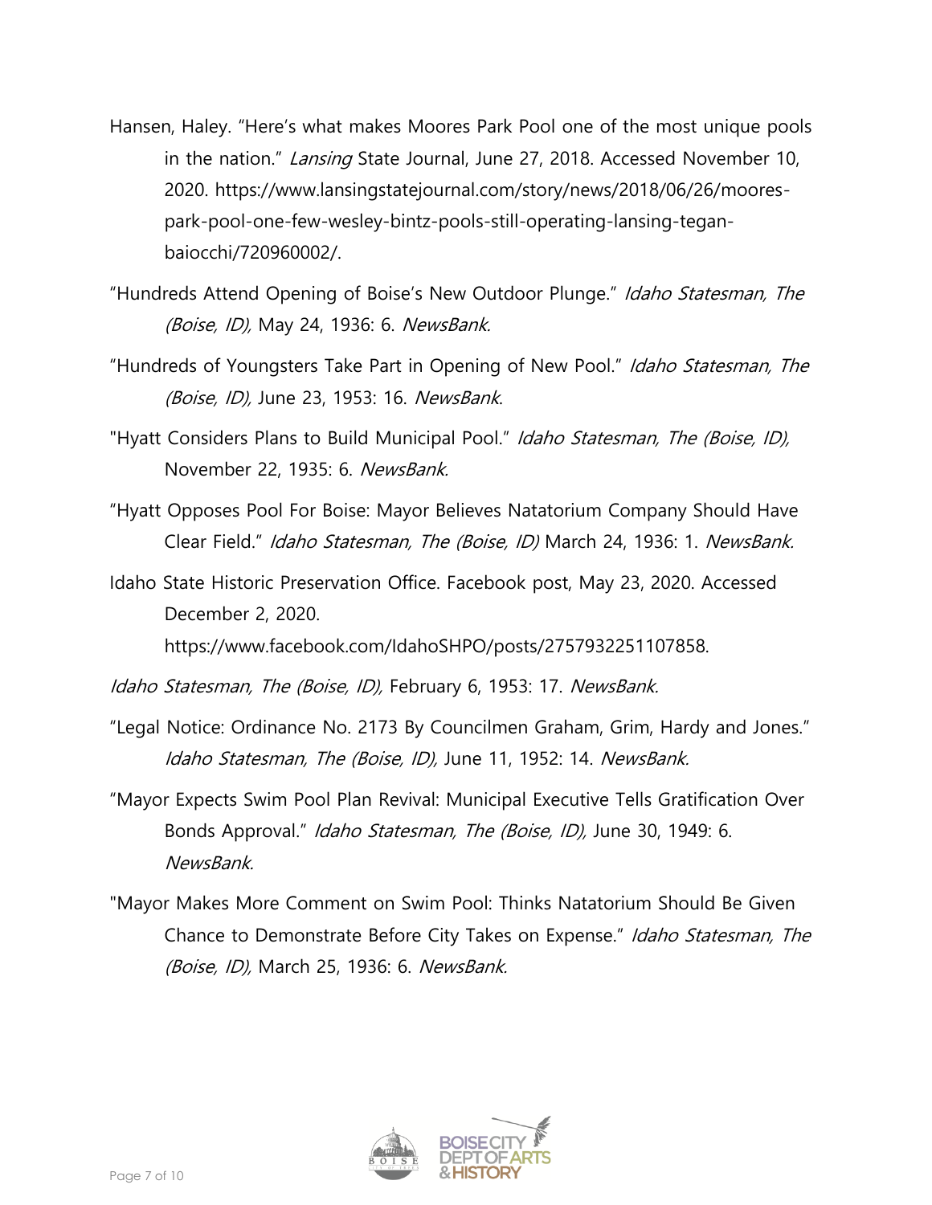Hansen, Haley. "Here's what makes Moores Park Pool one of the most unique pools in the nation." *Lansing* State Journal, June 27, 2018. Accessed November 10, 2020. https://www.lansingstatejournal.com/story/news/2018/06/26/moores-park-pool-one-few-wesley-bintz-pools-still-operating-lansing-tegan-baiocchi/720960002/.

"Hundreds Attend Opening of Boise's New Outdoor Plunge." *Idaho Statesman, The (Boise, ID),* May 24, 1936: 6. *NewsBank.*

"Hundreds of Youngsters Take Part in Opening of New Pool." *Idaho Statesman, The (Boise, ID),* June 23, 1953: 16. *NewsBank*.

"Hyatt Considers Plans to Build Municipal Pool." *Idaho Statesman, The (Boise, ID),* November 22, 1935: 6. *NewsBank.*

"Hyatt Opposes Pool For Boise: Mayor Believes Natatorium Company Should Have Clear Field." *Idaho Statesman, The (Boise, ID)* March 24, 1936: 1. *NewsBank.*

Idaho State Historic Preservation Office. Facebook post, May 23, 2020. Accessed December 2, 2020. https://www.facebook.com/IdahoSHPO/posts/2757932251107858.

*Idaho Statesman, The (Boise, ID),* February 6, 1953: 17. *NewsBank.*

"Legal Notice: Ordinance No. 2173 By Councilmen Graham, Grim, Hardy and Jones." *Idaho Statesman, The (Boise, ID),* June 11, 1952: 14. *NewsBank.*

"Mayor Expects Swim Pool Plan Revival: Municipal Executive Tells Gratification Over Bonds Approval." *Idaho Statesman, The (Boise, ID),* June 30, 1949: 6. *NewsBank.*

"Mayor Makes More Comment on Swim Pool: Thinks Natatorium Should Be Given Chance to Demonstrate Before City Takes on Expense." *Idaho Statesman, The (Boise, ID),* March 25, 1936: 6. *NewsBank.*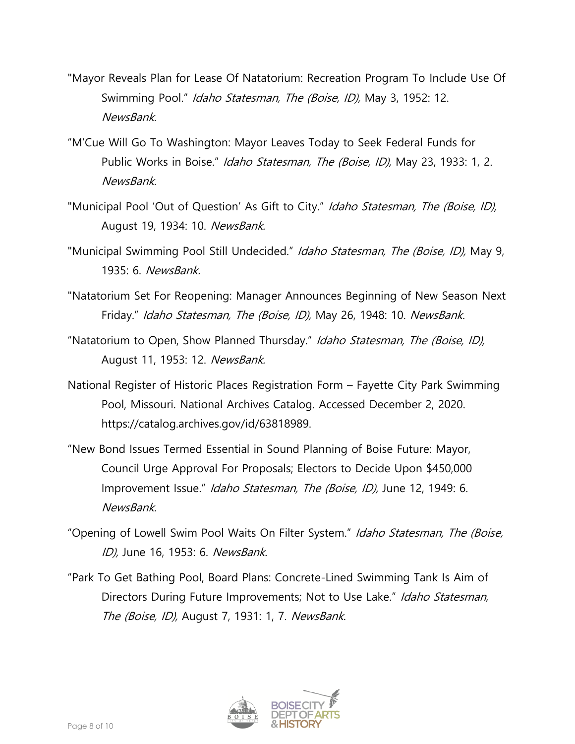"Mayor Reveals Plan for Lease Of Natatorium: Recreation Program To Include Use Of Swimming Pool." *Idaho Statesman, The (Boise, ID),* May 3, 1952: 12. *NewsBank.*

"M'Cue Will Go To Washington: Mayor Leaves Today to Seek Federal Funds for Public Works in Boise." *Idaho Statesman, The (Boise, ID),* May 23, 1933: 1, 2. *NewsBank.*

"Municipal Pool 'Out of Question' As Gift to City." *Idaho Statesman, The (Boise, ID),* August 19, 1934: 10. *NewsBank.*

"Municipal Swimming Pool Still Undecided." *Idaho Statesman, The (Boise, ID),* May 9, 1935: 6. *NewsBank.*

"Natatorium Set For Reopening: Manager Announces Beginning of New Season Next Friday." *Idaho Statesman, The (Boise, ID),* May 26, 1948: 10. *NewsBank.*

"Natatorium to Open, Show Planned Thursday." *Idaho Statesman, The (Boise, ID),* August 11, 1953: 12. *NewsBank.*

National Register of Historic Places Registration Form – Fayette City Park Swimming Pool, Missouri. National Archives Catalog. Accessed December 2, 2020. https://catalog.archives.gov/id/63818989.

"New Bond Issues Termed Essential in Sound Planning of Boise Future: Mayor, Council Urge Approval For Proposals; Electors to Decide Upon $450,000 Improvement Issue." *Idaho Statesman, The (Boise, ID),* June 12, 1949: 6. *NewsBank.*

"Opening of Lowell Swim Pool Waits On Filter System." *Idaho Statesman, The (Boise, ID),* June 16, 1953: 6. *NewsBank.*

"Park To Get Bathing Pool, Board Plans: Concrete-Lined Swimming Tank Is Aim of Directors During Future Improvements; Not to Use Lake." *Idaho Statesman, The (Boise, ID),* August 7, 1931: 1, 7. *NewsBank.*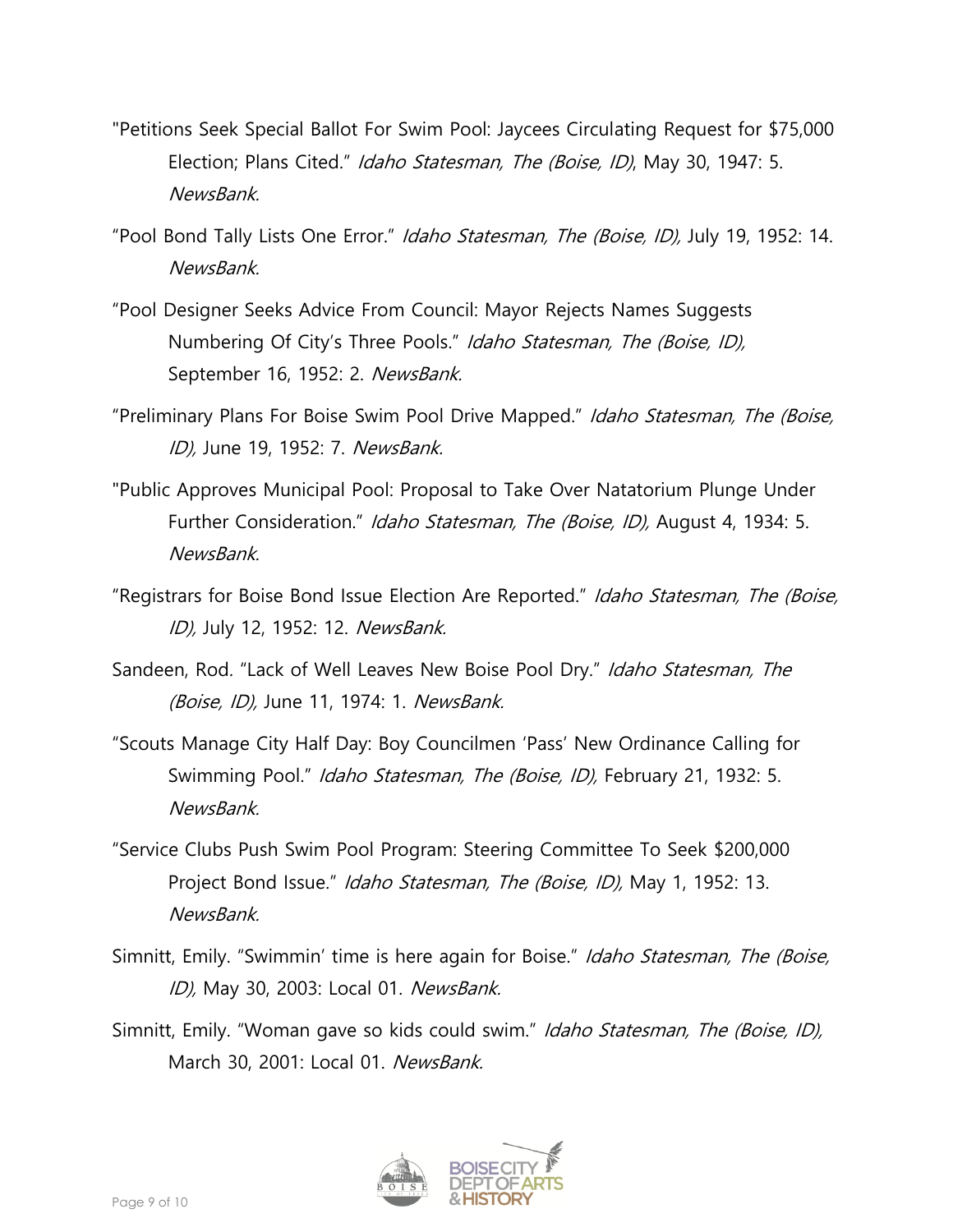"Petitions Seek Special Ballot For Swim Pool: Jaycees Circulating Request for $75,000 Election; Plans Cited." *Idaho Statesman, The (Boise, ID)*, May 30, 1947: 5. *NewsBank.*

"Pool Bond Tally Lists One Error." *Idaho Statesman, The (Boise, ID),* July 19, 1952: 14. *NewsBank.*

"Pool Designer Seeks Advice From Council: Mayor Rejects Names Suggests Numbering Of City's Three Pools." *Idaho Statesman, The (Boise, ID),* September 16, 1952: 2. *NewsBank.*

"Preliminary Plans For Boise Swim Pool Drive Mapped." *Idaho Statesman, The (Boise, ID),* June 19, 1952: 7. *NewsBank.*

"Public Approves Municipal Pool: Proposal to Take Over Natatorium Plunge Under Further Consideration." *Idaho Statesman, The (Boise, ID),* August 4, 1934: 5. *NewsBank.*

"Registrars for Boise Bond Issue Election Are Reported." *Idaho Statesman, The (Boise, ID),* July 12, 1952: 12. *NewsBank.*

Sandeen, Rod. "Lack of Well Leaves New Boise Pool Dry." *Idaho Statesman, The (Boise, ID),* June 11, 1974: 1. *NewsBank.*

"Scouts Manage City Half Day: Boy Councilmen 'Pass' New Ordinance Calling for Swimming Pool." *Idaho Statesman, The (Boise, ID),* February 21, 1932: 5. *NewsBank.*

"Service Clubs Push Swim Pool Program: Steering Committee To Seek $200,000 Project Bond Issue." *Idaho Statesman, The (Boise, ID),* May 1, 1952: 13. *NewsBank.*

Simnitt, Emily. "Swimmin' time is here again for Boise." *Idaho Statesman, The (Boise, ID),* May 30, 2003: Local 01. *NewsBank.*

Simnitt, Emily. "Woman gave so kids could swim." *Idaho Statesman, The (Boise, ID),* March 30, 2001: Local 01. *NewsBank.*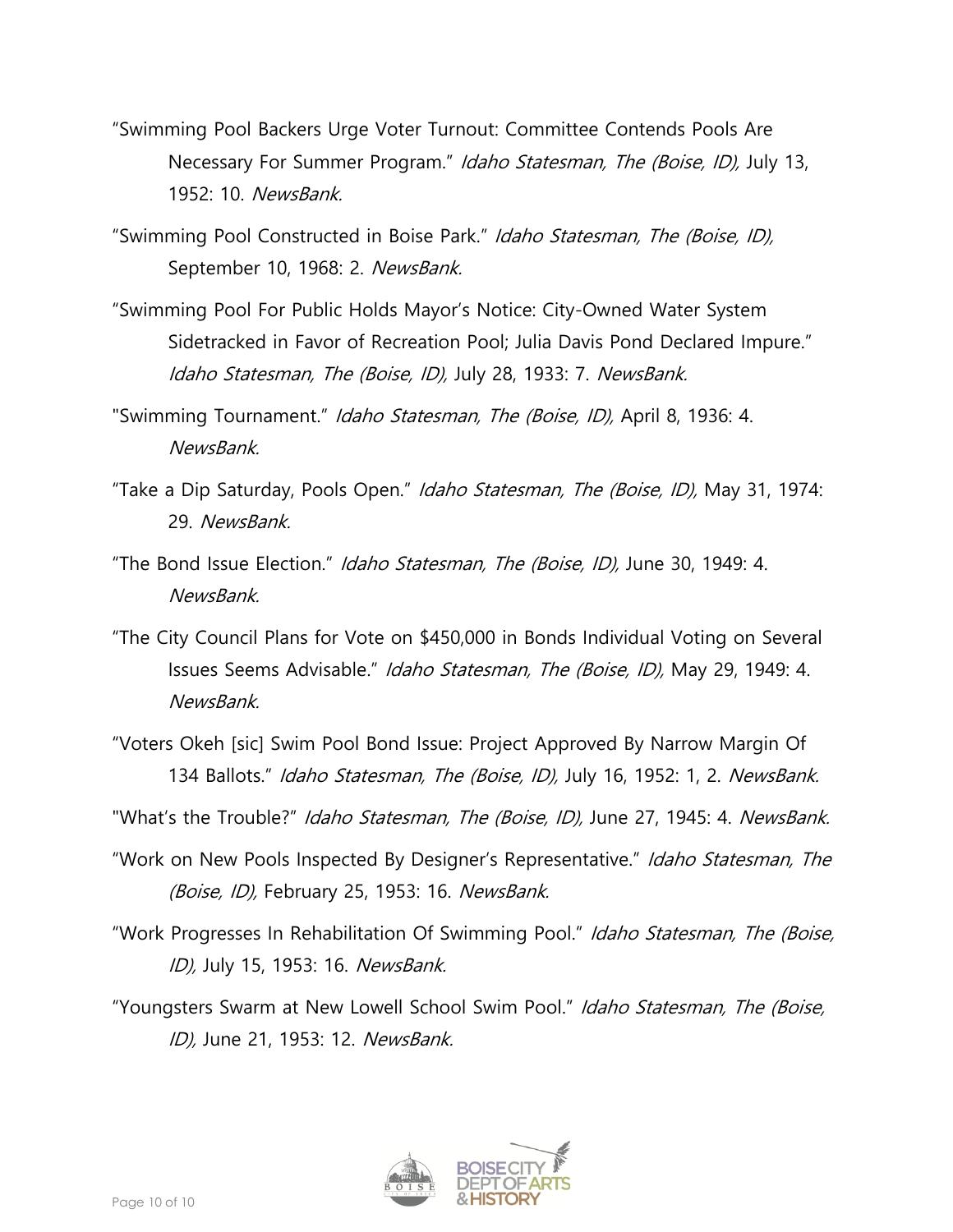"Swimming Pool Backers Urge Voter Turnout: Committee Contends Pools Are Necessary For Summer Program." *Idaho Statesman, The (Boise, ID),* July 13, 1952: 10. *NewsBank.*

"Swimming Pool Constructed in Boise Park." *Idaho Statesman, The (Boise, ID),* September 10, 1968: 2. *NewsBank.*

"Swimming Pool For Public Holds Mayor's Notice: City-Owned Water System Sidetracked in Favor of Recreation Pool; Julia Davis Pond Declared Impure." *Idaho Statesman, The (Boise, ID),* July 28, 1933: 7. *NewsBank.*

"Swimming Tournament." *Idaho Statesman, The (Boise, ID),* April 8, 1936: 4. *NewsBank.*

"Take a Dip Saturday, Pools Open." *Idaho Statesman, The (Boise, ID),* May 31, 1974: 29. *NewsBank.*

"The Bond Issue Election." *Idaho Statesman, The (Boise, ID),* June 30, 1949: 4. *NewsBank.*

"The City Council Plans for Vote on $450,000 in Bonds Individual Voting on Several Issues Seems Advisable." *Idaho Statesman, The (Boise, ID),* May 29, 1949: 4. *NewsBank.*

"Voters Okeh [sic] Swim Pool Bond Issue: Project Approved By Narrow Margin Of 134 Ballots." *Idaho Statesman, The (Boise, ID),* July 16, 1952: 1, 2. *NewsBank.*

"What's the Trouble?" *Idaho Statesman, The (Boise, ID),* June 27, 1945: 4. *NewsBank.*

"Work on New Pools Inspected By Designer's Representative." *Idaho Statesman, The (Boise, ID),* February 25, 1953: 16. *NewsBank.*

"Work Progresses In Rehabilitation Of Swimming Pool." *Idaho Statesman, The (Boise, ID),* July 15, 1953: 16. *NewsBank.*

"Youngsters Swarm at New Lowell School Swim Pool." *Idaho Statesman, The (Boise, ID),* June 21, 1953: 12. *NewsBank.*